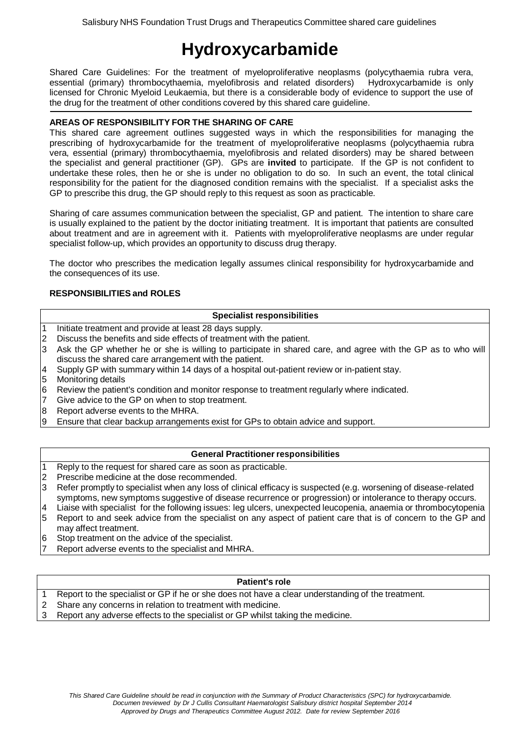# Hydroxycarbamide

Shared Care Guidelines: For the treatment of myeloproliferative neoplasms (polycythaemia rubra vera, essential (primary) thrombocythaemia, myelofibrosis and related disorders) Hydroxycarbamide is only licensed for Chronic Myeloid Leukaemia, but there is a considerable body of evidence to support the use of the drug for the treatment of other conditions covered by this shared care guideline.

## AREAS OF RESPONSIBILITY FOR THE SHARING OF CARE

This shared care agreement outlines suggested ways in which the responsibilities for managing the prescribing of hydroxycarbamide for the treatment of myeloproliferative neoplasms (polycythaemia rubra vera, essential (primary) thrombocythaemia, myelofibrosis and related disorders) may be shared between the specialist and general practitioner (GP). GPs are **invited** to participate. If the GP is not confident to undertake these roles, then he or she is under no obligation to do so. In such an event, the total clinical responsibility for the patient for the diagnosed condition remains with the specialist. If a specialist asks the GP to prescribe this drug, the GP should reply to this request as soon as practicable.

Sharing of care assumes communication between the specialist, GP and patient. The intention to share care is usually explained to the patient by the doctor initiating treatment. It is important that patients are consulted about treatment and are in agreement with it. Patients with myeloproliferative neoplasms are under regular specialist follow-up, which provides an opportunity to discuss drug therapy.

The doctor who prescribes the medication legally assumes clinical responsibility for hydroxycarbamide and the consequences of its use.

## RESPONSIBILITIES and ROLES

| | Specialist responsibilities |
|---|---|
| 1 | Initiate treatment and provide at least 28 days supply. |
| 2 | Discuss the benefits and side effects of treatment with the patient. |
| 3 | Ask the GP whether he or she is willing to participate in shared care, and agree with the GP as to who will discuss the shared care arrangement with the patient. |
| 4 | Supply GP with summary within 14 days of a hospital out-patient review or in-patient stay. |
| 5 | Monitoring details |
| 6 | Review the patient's condition and monitor response to treatment regularly where indicated. |
| 7 | Give advice to the GP on when to stop treatment. |
| 8 | Report adverse events to the MHRA. |
| 9 | Ensure that clear backup arrangements exist for GPs to obtain advice and support. |

| | General Practitioner responsibilities |
|---|---|
| 1 | Reply to the request for shared care as soon as practicable. |
| 2 | Prescribe medicine at the dose recommended. |
| 3 | Refer promptly to specialist when any loss of clinical efficacy is suspected (e.g. worsening of disease-related symptoms, new symptoms suggestive of disease recurrence or progression) or intolerance to therapy occurs. |
| 4 | Liaise with specialist for the following issues: leg ulcers, unexpected leucopenia, anaemia or thrombocytopenia |
| 5 | Report to and seek advice from the specialist on any aspect of patient care that is of concern to the GP and may affect treatment. |
| 6 | Stop treatment on the advice of the specialist. |
| 7 | Report adverse events to the specialist and MHRA. |

| | Patient's role |
|---|---|
| 1 | Report to the specialist or GP if he or she does not have a clear understanding of the treatment. |
| 2 | Share any concerns in relation to treatment with medicine. |
| 3 | Report any adverse effects to the specialist or GP whilst taking the medicine. |

*This Shared Care Guideline should be read in conjunction with the Summary of Product Characteristics (SPC) for hydroxycarbamide.*
*Documen treviewed by Dr J Cullis Consultant Haematologist Salisbury district hospital September 2014*
*Approved by Drugs and Therapeutics Committee August 2012. Date for review September 2016*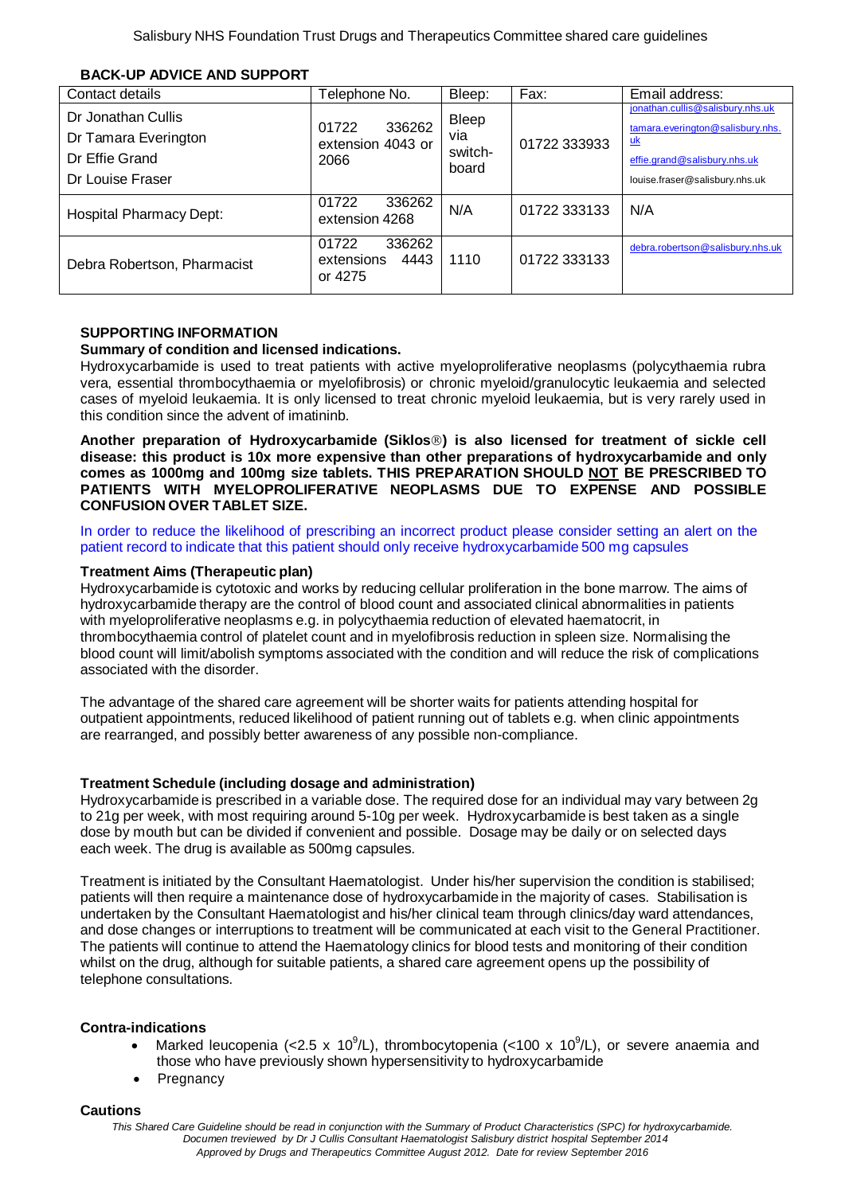## BACK-UP ADVICE AND SUPPORT

| Contact details | Telephone No. | Bleep: | Fax: | Email address: |
|---|---|---|---|---|
| Dr Jonathan Cullis<br>Dr Tamara Everington<br>Dr Effie Grand<br>Dr Louise Fraser | 01722 336262 extension 4043 or 2066 | Bleep via switch-board | 01722 333933 | jonathan.cullis@salisbury.nhs.uk<br>tamara.everington@salisbury.nhs.uk<br>effie.grand@salisbury.nhs.uk<br>louise.fraser@salisbury.nhs.uk |
| Hospital Pharmacy Dept: | 01722 336262 extension 4268 | N/A | 01722 333133 | N/A |
| Debra Robertson, Pharmacist | 01722 336262 extensions 4443 or 4275 | 1110 | 01722 333133 | debra.robertson@salisbury.nhs.uk |

## SUPPORTING INFORMATION

### Summary of condition and licensed indications.

Hydroxycarbamide is used to treat patients with active myeloproliferative neoplasms (polycythaemia rubra vera, essential thrombocythaemia or myelofibrosis) or chronic myeloid/granulocytic leukaemia and selected cases of myeloid leukaemia. It is only licensed to treat chronic myeloid leukaemia, but is very rarely used in this condition since the advent of imatininb.

**Another preparation of Hydroxycarbamide (Siklos®) is also licensed for treatment of sickle cell disease: this product is 10x more expensive than other preparations of hydroxycarbamide and only comes as 1000mg and 100mg size tablets. THIS PREPARATION SHOULD NOT BE PRESCRIBED TO PATIENTS WITH MYELOPROLIFERATIVE NEOPLASMS DUE TO EXPENSE AND POSSIBLE CONFUSION OVER TABLET SIZE.**

In order to reduce the likelihood of prescribing an incorrect product please consider setting an alert on the patient record to indicate that this patient should only receive hydroxycarbamide 500 mg capsules

### Treatment Aims (Therapeutic plan)

Hydroxycarbamide is cytotoxic and works by reducing cellular proliferation in the bone marrow. The aims of hydroxycarbamide therapy are the control of blood count and associated clinical abnormalities in patients with myeloproliferative neoplasms e.g. in polycythaemia reduction of elevated haematocrit, in thrombocythaemia control of platelet count and in myelofibrosis reduction in spleen size. Normalising the blood count will limit/abolish symptoms associated with the condition and will reduce the risk of complications associated with the disorder.

The advantage of the shared care agreement will be shorter waits for patients attending hospital for outpatient appointments, reduced likelihood of patient running out of tablets e.g. when clinic appointments are rearranged, and possibly better awareness of any possible non-compliance.

### Treatment Schedule (including dosage and administration)

Hydroxycarbamide is prescribed in a variable dose. The required dose for an individual may vary between 2g to 21g per week, with most requiring around 5-10g per week. Hydroxycarbamide is best taken as a single dose by mouth but can be divided if convenient and possible. Dosage may be daily or on selected days each week. The drug is available as 500mg capsules.

Treatment is initiated by the Consultant Haematologist. Under his/her supervision the condition is stabilised; patients will then require a maintenance dose of hydroxycarbamide in the majority of cases. Stabilisation is undertaken by the Consultant Haematologist and his/her clinical team through clinics/day ward attendances, and dose changes or interruptions to treatment will be communicated at each visit to the General Practitioner. The patients will continue to attend the Haematology clinics for blood tests and monitoring of their condition whilst on the drug, although for suitable patients, a shared care agreement opens up the possibility of telephone consultations.

### Contra-indications

- Marked leucopenia (<2.5 x $10^9$/L), thrombocytopenia (<100 x $10^9$/L), or severe anaemia and those who have previously shown hypersensitivity to hydroxycarbamide
- Pregnancy

### Cautions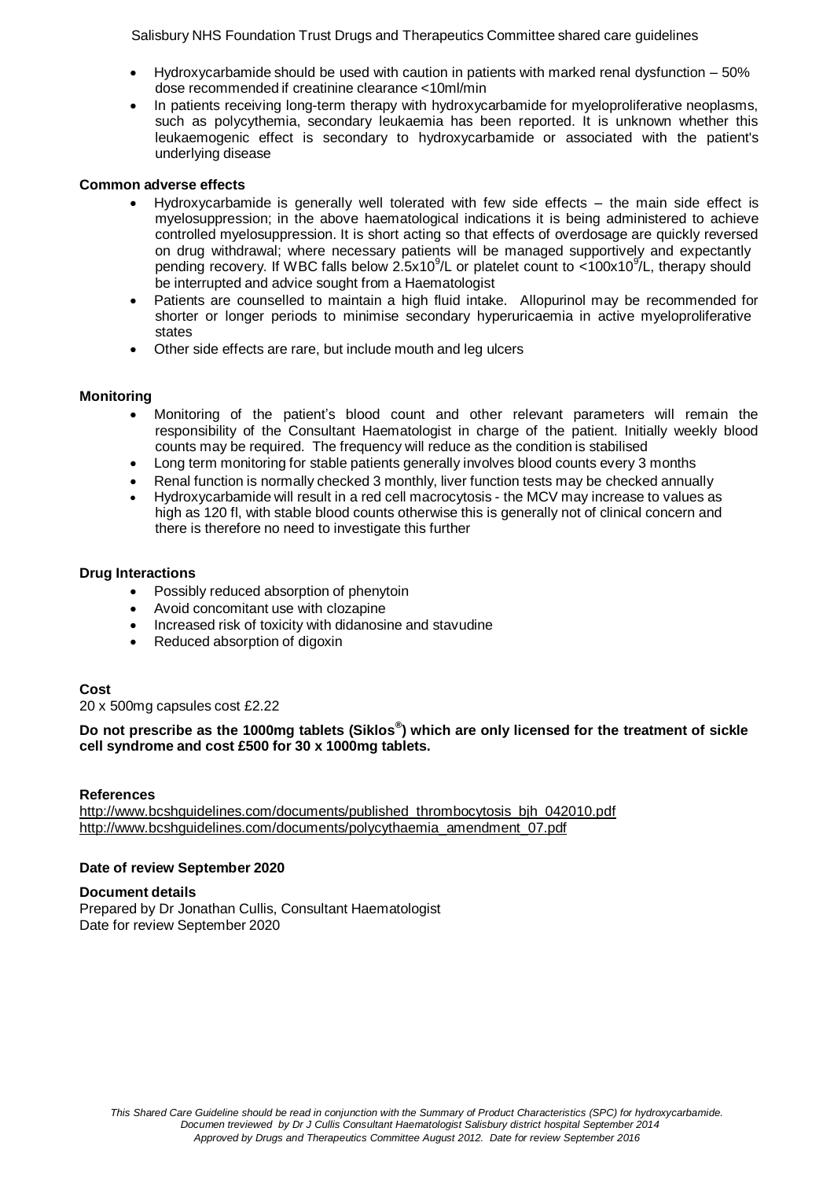- Hydroxycarbamide should be used with caution in patients with marked renal dysfunction – 50% dose recommended if creatinine clearance <10ml/min
- In patients receiving long-term therapy with hydroxycarbamide for myeloproliferative neoplasms, such as polycythemia, secondary leukaemia has been reported. It is unknown whether this leukaemogenic effect is secondary to hydroxycarbamide or associated with the patient's underlying disease

**Common adverse effects**

- Hydroxycarbamide is generally well tolerated with few side effects – the main side effect is myelosuppression; in the above haematological indications it is being administered to achieve controlled myelosuppression. It is short acting so that effects of overdosage are quickly reversed on drug withdrawal; where necessary patients will be managed supportively and expectantly pending recovery. If WBC falls below $2.5x10^9$/L or platelet count to $<100x10^9$/L, therapy should be interrupted and advice sought from a Haematologist
- Patients are counselled to maintain a high fluid intake. Allopurinol may be recommended for shorter or longer periods to minimise secondary hyperuricaemia in active myeloproliferative states
- Other side effects are rare, but include mouth and leg ulcers

**Monitoring**

- Monitoring of the patient's blood count and other relevant parameters will remain the responsibility of the Consultant Haematologist in charge of the patient. Initially weekly blood counts may be required. The frequency will reduce as the condition is stabilised
- Long term monitoring for stable patients generally involves blood counts every 3 months
- Renal function is normally checked 3 monthly, liver function tests may be checked annually
- Hydroxycarbamide will result in a red cell macrocytosis - the MCV may increase to values as high as 120 fl, with stable blood counts otherwise this is generally not of clinical concern and there is therefore no need to investigate this further

**Drug Interactions**

- Possibly reduced absorption of phenytoin
- Avoid concomitant use with clozapine
- Increased risk of toxicity with didanosine and stavudine
- Reduced absorption of digoxin

**Cost**

20 x 500mg capsules cost £2.22

**Do not prescribe as the 1000mg tablets (Siklos®) which are only licensed for the treatment of sickle cell syndrome and cost £500 for 30 x 1000mg tablets.**

**References**

http://www.bcshguidelines.com/documents/published_thrombocytosis_bjh_042010.pdf
http://www.bcshguidelines.com/documents/polycythaemia_amendment_07.pdf

**Date of review September 2020**

**Document details**

Prepared by Dr Jonathan Cullis, Consultant Haematologist
Date for review September 2020

*This Shared Care Guideline should be read in conjunction with the Summary of Product Characteristics (SPC) for hydroxycarbamide.*
*Documen treviewed by Dr J Cullis Consultant Haematologist Salisbury district hospital September 2014*
*Approved by Drugs and Therapeutics Committee August 2012. Date for review September 2016*